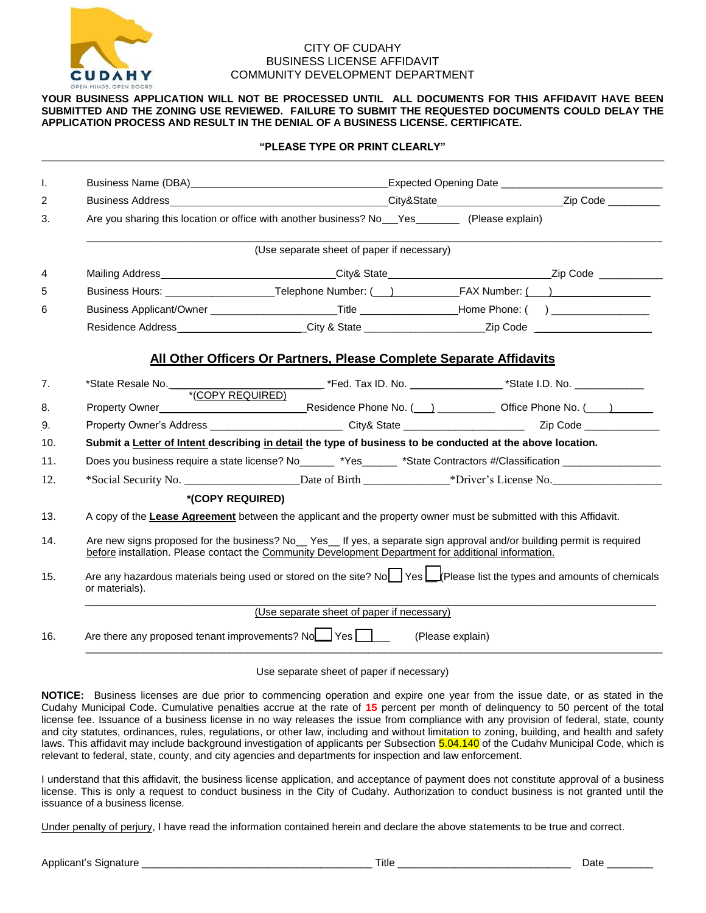CITY OF CUDAHY
BUSINESS LICENSE AFFIDAVIT
COMMUNITY DEVELOPMENT DEPARTMENT

**YOUR BUSINESS APPLICATION WILL NOT BE PROCESSED UNTIL ALL DOCUMENTS FOR THIS AFFIDAVIT HAVE BEEN SUBMITTED AND THE ZONING USE REVIEWED. FAILURE TO SUBMIT THE REQUESTED DOCUMENTS COULD DELAY THE APPLICATION PROCESS AND RESULT IN THE DENIAL OF A BUSINESS LICENSE. CERTIFICATE.**

**"PLEASE TYPE OR PRINT CLEARLY"**

I. Business Name (DBA)\_\_\_\_\_\_\_\_\_\_\_\_\_\_\_\_\_\_\_\_ Expected Opening Date \_\_\_\_\_\_\_\_\_\_\_\_\_\_\_\_\_\_\_\_

2 Business Address\_\_\_\_\_\_\_\_\_\_\_\_\_\_\_\_\_\_\_\_ City&State\_\_\_\_\_\_\_\_\_\_\_\_\_\_\_\_ Zip Code \_\_\_\_\_\_\_\_

3. Are you sharing this location or office with another business? No\_\_\_Yes\_\_\_\_\_\_\_\_ (Please explain)

\_\_\_\_\_\_\_\_\_\_\_\_\_\_\_\_\_\_\_\_\_\_\_\_\_\_\_\_\_\_\_\_\_\_\_\_\_\_\_\_

(Use separate sheet of paper if necessary)

4 Mailing Address\_\_\_\_\_\_\_\_\_\_\_\_\_\_\_\_\_\_\_\_ City& State\_\_\_\_\_\_\_\_\_\_\_\_\_\_\_\_\_\_\_\_ Zip Code \_\_\_\_\_\_\_\_\_\_

5 Business Hours: \_\_\_\_\_\_\_\_\_\_\_\_\_\_\_\_ Telephone Number: (\_\_\_) \_\_\_\_\_\_\_\_\_\_ FAX Number: (\_\_\_) \_\_\_\_\_\_\_\_\_\_

6 Business Applicant/Owner \_\_\_\_\_\_\_\_\_\_\_\_\_\_\_\_\_\_\_\_ Title \_\_\_\_\_\_\_\_\_\_\_\_\_\_\_\_ Home Phone: ( ) \_\_\_\_\_\_\_\_\_\_\_\_\_\_\_\_

Residence Address\_\_\_\_\_\_\_\_\_\_\_\_\_\_\_\_\_\_\_\_ City & State \_\_\_\_\_\_\_\_\_\_\_\_\_\_\_\_\_\_\_\_ Zip Code \_\_\_\_\_\_\_\_\_\_\_\_\_\_\_\_\_\_\_\_

## All Other Officers Or Partners, Please Complete Separate Affidavits

7. \*State Resale No.\_\_\_\_\_\_\_\_\_\_\_\_\_\_\_\_\_\_\_\_ \*Fed. Tax ID. No. \_\_\_\_\_\_\_\_\_\_\_\_\_\_\_\_ \*State I.D. No. \_\_\_\_\_\_\_\_\_\_\_\_
 \*(COPY REQUIRED)

8. Property Owner\_\_\_\_\_\_\_\_\_\_\_\_\_\_\_\_\_\_\_\_ Residence Phone No. (\_\_\_) \_\_\_\_\_\_\_\_\_\_ Office Phone No. (\_\_\_\_) \_\_\_\_\_\_\_\_

9. Property Owner's Address \_\_\_\_\_\_\_\_\_\_\_\_\_\_\_\_\_\_\_\_ City& State \_\_\_\_\_\_\_\_\_\_\_\_\_\_\_\_\_\_\_\_ Zip Code \_\_\_\_\_\_\_\_\_\_\_\_

10. **Submit a Letter of Intent describing in detail the type of business to be conducted at the above location.**

11. Does you business require a state license? No\_\_\_\_\_\_ \*Yes\_\_\_\_\_\_ \*State Contractors #/Classification \_\_\_\_\_\_\_\_\_\_\_\_\_\_\_\_

12. \*Social Security No. \_\_\_\_\_\_\_\_\_\_\_\_\_\_\_\_\_\_\_\_ Date of Birth \_\_\_\_\_\_\_\_\_\_\_\_\_\_ \*Driver's License No.\_\_\_\_\_\_\_\_\_\_\_\_\_\_\_\_\_\_\_\_
 **\*(COPY REQUIRED)**

13. A copy of the **Lease Agreement** between the applicant and the property owner must be submitted with this Affidavit.

14. Are new signs proposed for the business? No\_\_ Yes\_\_ If yes, a separate sign approval and/or building permit is required before installation. Please contact the Community Development Department for additional information.

15. Are any hazardous materials being used or stored on the site? No☐ Yes ☐ (Please list the types and amounts of chemicals or materials).

\_\_\_\_\_\_\_\_\_\_\_\_\_\_\_\_\_\_\_\_\_\_\_\_\_\_\_\_\_\_\_\_\_\_\_\_\_\_\_\_

(Use separate sheet of paper if necessary)

16. Are there any proposed tenant improvements? No☐ Yes ☐ (Please explain)

\_\_\_\_\_\_\_\_\_\_\_\_\_\_\_\_\_\_\_\_\_\_\_\_\_\_\_\_\_\_\_\_\_\_\_\_\_\_\_\_

Use separate sheet of paper if necessary)

**NOTICE:** Business licenses are due prior to commencing operation and expire one year from the issue date, or as stated in the Cudahy Municipal Code. Cumulative penalties accrue at the rate of **15** percent per month of delinquency to 50 percent of the total license fee. Issuance of a business license in no way releases the issue from compliance with any provision of federal, state, county and city statutes, ordinances, rules, regulations, or other law, including and without limitation to zoning, building, and health and safety laws. This affidavit may include background investigation of applicants per Subsection 5.04.140 of the Cudahy Municipal Code, which is relevant to federal, state, county, and city agencies and departments for inspection and law enforcement.

I understand that this affidavit, the business license application, and acceptance of payment does not constitute approval of a business license. This is only a request to conduct business in the City of Cudahy. Authorization to conduct business is not granted until the issuance of a business license.

Under penalty of perjury, I have read the information contained herein and declare the above statements to be true and correct.

Applicant's Signature \_\_\_\_\_\_\_\_\_\_\_\_\_\_\_\_\_\_\_\_\_\_\_\_\_\_\_\_\_\_\_\_\_\_\_\_\_\_\_\_ Title \_\_\_\_\_\_\_\_\_\_\_\_\_\_\_\_\_\_\_\_\_\_\_\_\_\_\_\_\_\_ Date \_\_\_\_\_\_\_\_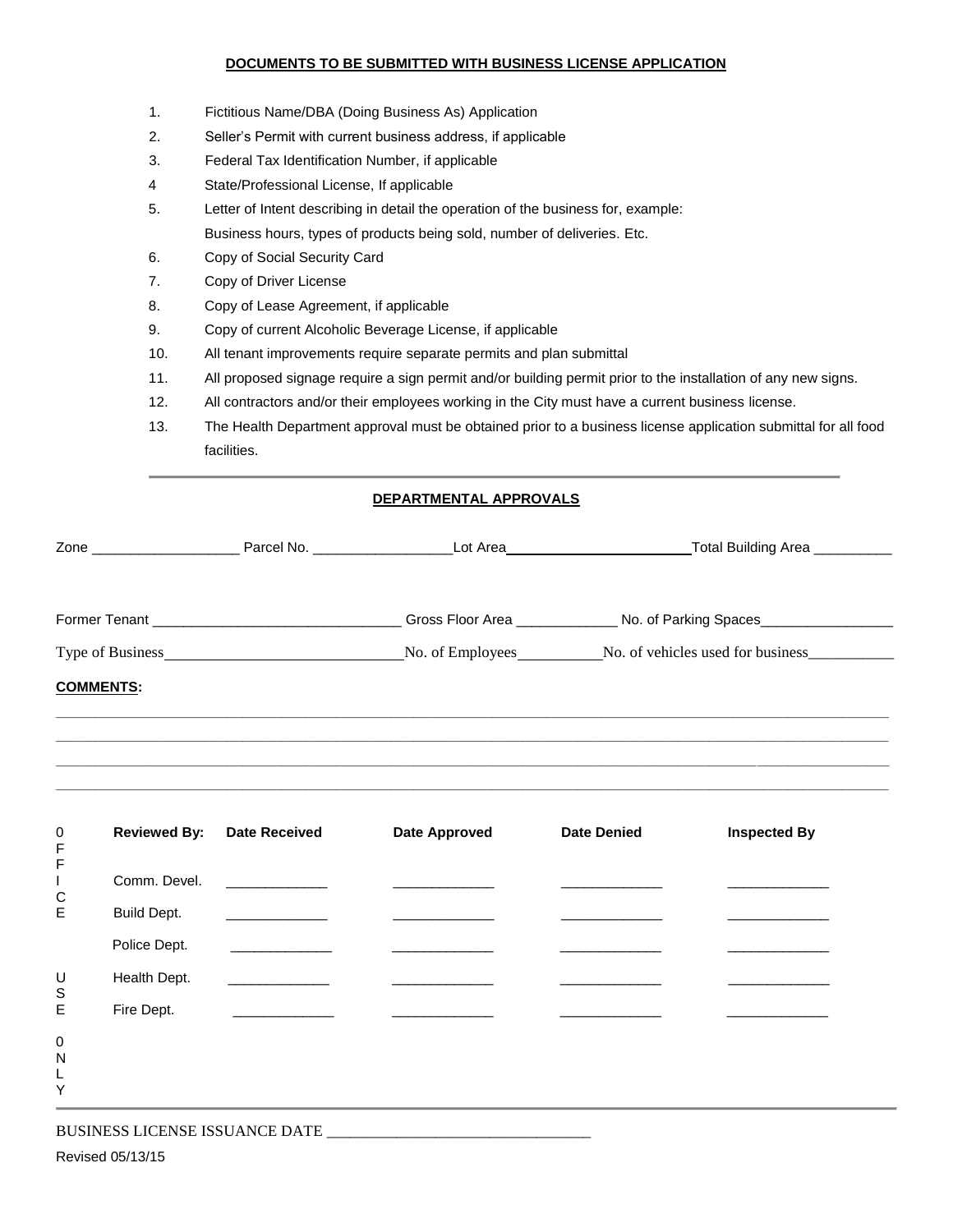**DOCUMENTS TO BE SUBMITTED WITH BUSINESS LICENSE APPLICATION**

1. Fictitious Name/DBA (Doing Business As) Application
2. Seller's Permit with current business address, if applicable
3. Federal Tax Identification Number, if applicable
4. State/Professional License, If applicable
5. Letter of Intent describing in detail the operation of the business for, example: Business hours, types of products being sold, number of deliveries. Etc.
6. Copy of Social Security Card
7. Copy of Driver License
8. Copy of Lease Agreement, if applicable
9. Copy of current Alcoholic Beverage License, if applicable
10. All tenant improvements require separate permits and plan submittal
11. All proposed signage require a sign permit and/or building permit prior to the installation of any new signs.
12. All contractors and/or their employees working in the City must have a current business license.
13. The Health Department approval must be obtained prior to a business license application submittal for all food facilities.

---

**DEPARTMENTAL APPROVALS**

Zone __________________ Parcel No. _________________ Lot Area______________________ Total Building Area __________

Former Tenant ______________________________ Gross Floor Area ____________ No. of Parking Spaces________________

Type of Business______________________________ No. of Employees__________ No. of vehicles used for business___________

**COMMENTS:**

____________________________________________________________________________________________________

____________________________________________________________________________________________________

____________________________________________________________________________________________________

____________________________________________________________________________________________________

0FFICE USE 0NLY

| Reviewed By: | Date Received | Date Approved | Date Denied | Inspected By |
|---|---|---|---|---|
| Comm. Devel. | ____________ | ____________ | ____________ | ____________ |
| Build Dept. | ____________ | ____________ | ____________ | ____________ |
| Police Dept. | ____________ | ____________ | ____________ | ____________ |
| Health Dept. | ____________ | ____________ | ____________ | ____________ |
| Fire Dept. | ____________ | ____________ | ____________ | ____________ |

---

BUSINESS LICENSE ISSUANCE DATE _________________________________

Revised 05/13/15